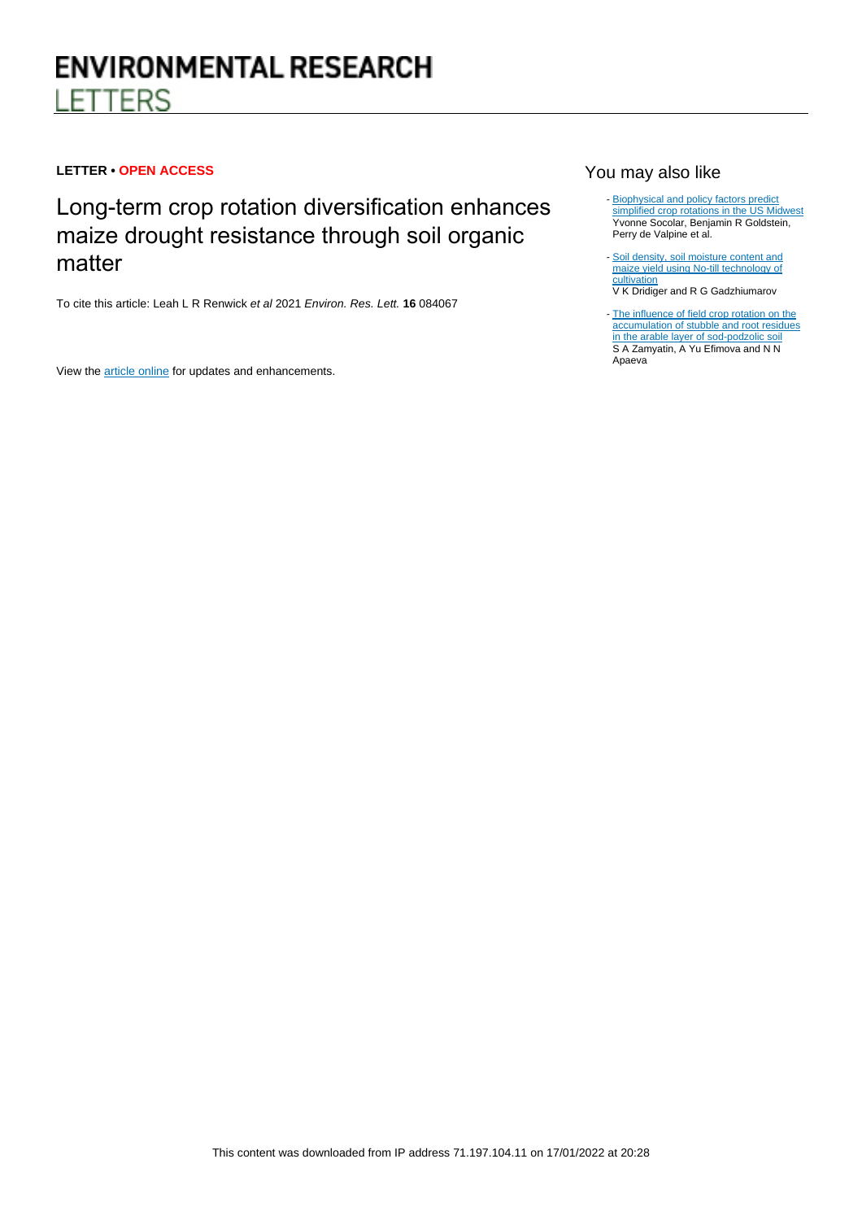# ENVIRONMENTAL RESEARCH LETTERS

**LETTER • OPEN ACCESS**

## Long-term crop rotation diversification enhances maize drought resistance through soil organic matter

To cite this article: Leah L R Renwick *et al* 2021 *Environ. Res. Lett.* **16** 084067

View the article online for updates and enhancements.

### You may also like

- Biophysical and policy factors predict simplified crop rotations in the US Midwest
  Yvonne Socolar, Benjamin R Goldstein, Perry de Valpine et al.

- Soil density, soil moisture content and maize yield using No-till technology of cultivation
  V K Dridiger and R G Gadzhiumarov

- The influence of field crop rotation on the accumulation of stubble and root residues in the arable layer of sod-podzolic soil
  S A Zamyatin, A Yu Efimova and N N Apaeva

This content was downloaded from IP address 71.197.104.11 on 17/01/2022 at 20:28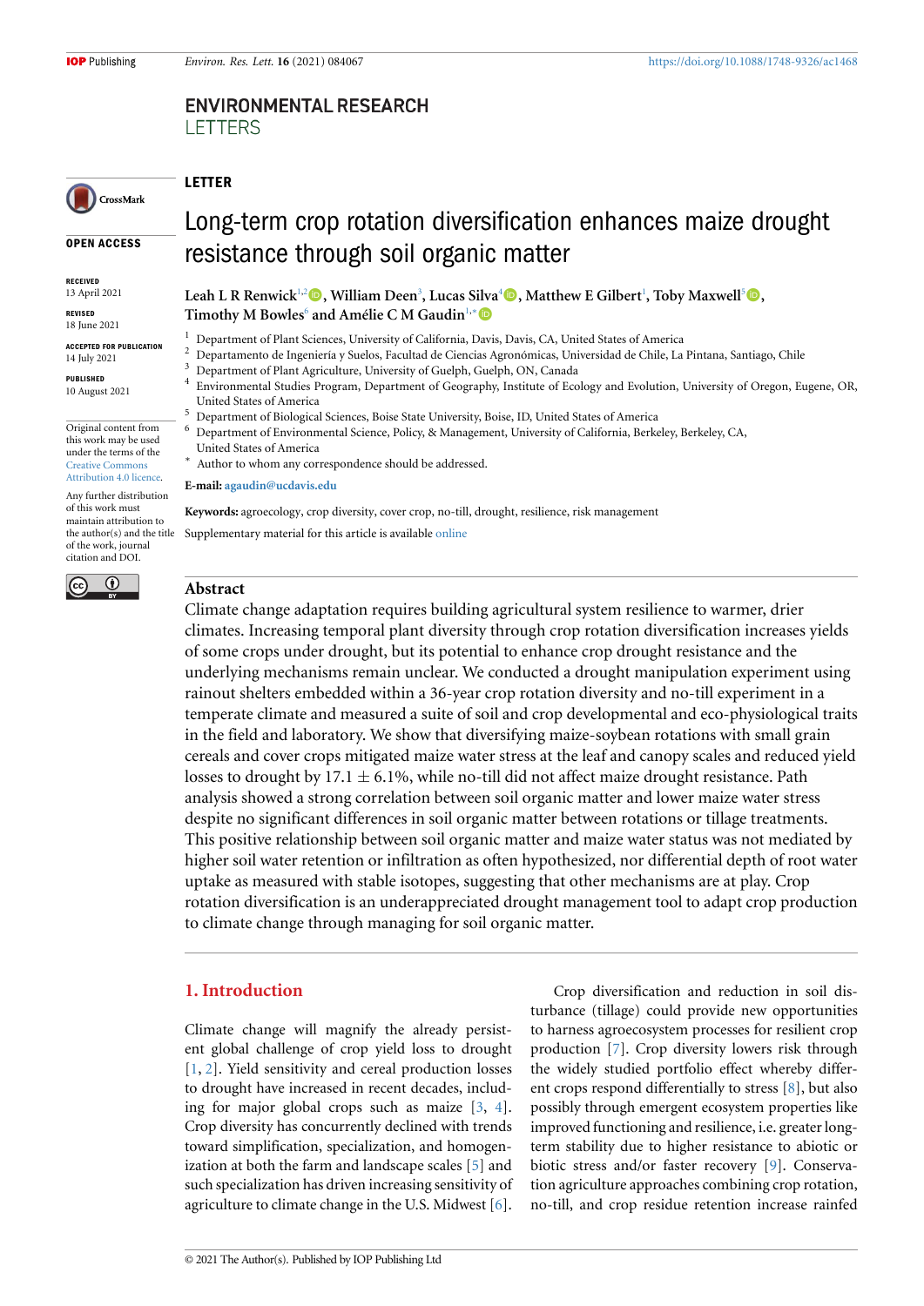# Long-term crop rotation diversification enhances maize drought resistance through soil organic matter

**LETTER**

**OPEN ACCESS**

RECEIVED
13 April 2021

REVISED
18 June 2021

ACCEPTED FOR PUBLICATION
14 July 2021

PUBLISHED
10 August 2021

Original content from this work may be used under the terms of the Creative Commons Attribution 4.0 licence.

Any further distribution of this work must maintain attribution to the author(s) and the title of the work, journal citation and DOI.

**Leah L R Renwick**[1,2], **William Deen**[3], **Lucas Silva**[4], **Matthew E Gilbert**[1], **Toby Maxwell**[5], **Timothy M Bowles**[6] and **Amélie C M Gaudin**[1,*]

[1] Department of Plant Sciences, University of California, Davis, Davis, CA, United States of America
[2] Departamento de Ingeniería y Suelos, Facultad de Ciencias Agronómicas, Universidad de Chile, La Pintana, Santiago, Chile
[3] Department of Plant Agriculture, University of Guelph, Guelph, ON, Canada
[4] Environmental Studies Program, Department of Geography, Institute of Ecology and Evolution, University of Oregon, Eugene, OR, United States of America
[5] Department of Biological Sciences, Boise State University, Boise, ID, United States of America
[6] Department of Environmental Science, Policy, & Management, University of California, Berkeley, Berkeley, CA, United States of America
[*] Author to whom any correspondence should be addressed.

**E-mail:** agaudin@ucdavis.edu

**Keywords:** agroecology, crop diversity, cover crop, no-till, drought, resilience, risk management

Supplementary material for this article is available online

## Abstract

Climate change adaptation requires building agricultural system resilience to warmer, drier climates. Increasing temporal plant diversity through crop rotation diversification increases yields of some crops under drought, but its potential to enhance crop drought resistance and the underlying mechanisms remain unclear. We conducted a drought manipulation experiment using rainout shelters embedded within a 36-year crop rotation diversity and no-till experiment in a temperate climate and measured a suite of soil and crop developmental and eco-physiological traits in the field and laboratory. We show that diversifying maize-soybean rotations with small grain cereals and cover crops mitigated maize water stress at the leaf and canopy scales and reduced yield losses to drought by 17.1 $\pm$ 6.1%, while no-till did not affect maize drought resistance. Path analysis showed a strong correlation between soil organic matter and lower maize water stress despite no significant differences in soil organic matter between rotations or tillage treatments. This positive relationship between soil organic matter and maize water status was not mediated by higher soil water retention or infiltration as often hypothesized, nor differential depth of root water uptake as measured with stable isotopes, suggesting that other mechanisms are at play. Crop rotation diversification is an underappreciated drought management tool to adapt crop production to climate change through managing for soil organic matter.

## 1. Introduction

Climate change will magnify the already persistent global challenge of crop yield loss to drought [1, 2]. Yield sensitivity and cereal production losses to drought have increased in recent decades, including for major global crops such as maize [3, 4]. Crop diversity has concurrently declined with trends toward simplification, specialization, and homogenization at both the farm and landscape scales [5] and such specialization has driven increasing sensitivity of agriculture to climate change in the U.S. Midwest [6].

Crop diversification and reduction in soil disturbance (tillage) could provide new opportunities to harness agroecosystem processes for resilient crop production [7]. Crop diversity lowers risk through the widely studied portfolio effect whereby different crops respond differentially to stress [8], but also possibly through emergent ecosystem properties like improved functioning and resilience, i.e. greater long-term stability due to higher resistance to abiotic or biotic stress and/or faster recovery [9]. Conservation agriculture approaches combining crop rotation, no-till, and crop residue retention increase rainfed

© 2021 The Author(s). Published by IOP Publishing Ltd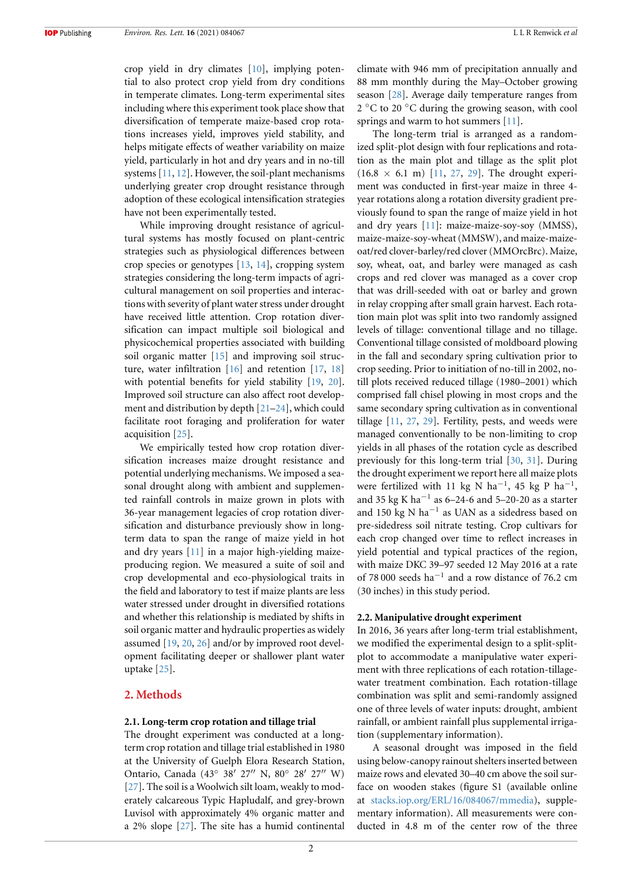crop yield in dry climates [10], implying potential to also protect crop yield from dry conditions in temperate climates. Long-term experimental sites including where this experiment took place show that diversification of temperate maize-based crop rotations increases yield, improves yield stability, and helps mitigate effects of weather variability on maize yield, particularly in hot and dry years and in no-till systems [11, 12]. However, the soil-plant mechanisms underlying greater crop drought resistance through adoption of these ecological intensification strategies have not been experimentally tested.

While improving drought resistance of agricultural systems has mostly focused on plant-centric strategies such as physiological differences between crop species or genotypes [13, 14], cropping system strategies considering the long-term impacts of agricultural management on soil properties and interactions with severity of plant water stress under drought have received little attention. Crop rotation diversification can impact multiple soil biological and physicochemical properties associated with building soil organic matter [15] and improving soil structure, water infiltration [16] and retention [17, 18] with potential benefits for yield stability [19, 20]. Improved soil structure can also affect root development and distribution by depth [21–24], which could facilitate root foraging and proliferation for water acquisition [25].

We empirically tested how crop rotation diversification increases maize drought resistance and potential underlying mechanisms. We imposed a seasonal drought along with ambient and supplemented rainfall controls in maize grown in plots with 36-year management legacies of crop rotation diversification and disturbance previously show in long-term data to span the range of maize yield in hot and dry years [11] in a major high-yielding maize-producing region. We measured a suite of soil and crop developmental and eco-physiological traits in the field and laboratory to test if maize plants are less water stressed under drought in diversified rotations and whether this relationship is mediated by shifts in soil organic matter and hydraulic properties as widely assumed [19, 20, 26] and/or by improved root development facilitating deeper or shallower plant water uptake [25].

## 2. Methods

### 2.1. Long-term crop rotation and tillage trial

The drought experiment was conducted at a long-term crop rotation and tillage trial established in 1980 at the University of Guelph Elora Research Station, Ontario, Canada (43° 38′ 27′′ N, 80° 28′ 27′′ W) [27]. The soil is a Woolwich silt loam, weakly to moderately calcareous Typic Hapludalf, and grey-brown Luvisol with approximately 4% organic matter and a 2% slope [27]. The site has a humid continental climate with 946 mm of precipitation annually and 88 mm monthly during the May–October growing season [28]. Average daily temperature ranges from 2 °C to 20 °C during the growing season, with cool springs and warm to hot summers [11].

The long-term trial is arranged as a randomized split-plot design with four replications and rotation as the main plot and tillage as the split plot (16.8 × 6.1 m) [11, 27, 29]. The drought experiment was conducted in first-year maize in three 4-year rotations along a rotation diversity gradient previously found to span the range of maize yield in hot and dry years [11]: maize-maize-soy-soy (MMSS), maize-maize-soy-wheat (MMSW), and maize-maize-oat/red clover-barley/red clover (MMOrcBrc). Maize, soy, wheat, oat, and barley were managed as cash crops and red clover was managed as a cover crop that was drill-seeded with oat or barley and grown in relay cropping after small grain harvest. Each rotation main plot was split into two randomly assigned levels of tillage: conventional tillage and no tillage. Conventional tillage consisted of moldboard plowing in the fall and secondary spring cultivation prior to crop seeding. Prior to initiation of no-till in 2002, no-till plots received reduced tillage (1980–2001) which comprised fall chisel plowing in most crops and the same secondary spring cultivation as in conventional tillage [11, 27, 29]. Fertility, pests, and weeds were managed conventionally to be non-limiting to crop yields in all phases of the rotation cycle as described previously for this long-term trial [30, 31]. During the drought experiment we report here all maize plots were fertilized with 11 kg N ha$^{-1}$, 45 kg P ha$^{-1}$, and 35 kg K ha$^{-1}$ as 6–24-6 and 5–20-20 as a starter and 150 kg N ha$^{-1}$ as UAN as a sidedress based on pre-sidedress soil nitrate testing. Crop cultivars for each crop changed over time to reflect increases in yield potential and typical practices of the region, with maize DKC 39–97 seeded 12 May 2016 at a rate of 78 000 seeds ha$^{-1}$ and a row distance of 76.2 cm (30 inches) in this study period.

### 2.2. Manipulative drought experiment

In 2016, 36 years after long-term trial establishment, we modified the experimental design to a split-split-plot to accommodate a manipulative water experiment with three replications of each rotation-tillage-water treatment combination. Each rotation-tillage combination was split and semi-randomly assigned one of three levels of water inputs: drought, ambient rainfall, or ambient rainfall plus supplemental irrigation (supplementary information).

A seasonal drought was imposed in the field using below-canopy rainout shelters inserted between maize rows and elevated 30–40 cm above the soil surface on wooden stakes (figure S1 (available online at stacks.iop.org/ERL/16/084067/mmedia), supplementary information). All measurements were conducted in 4.8 m of the center row of the three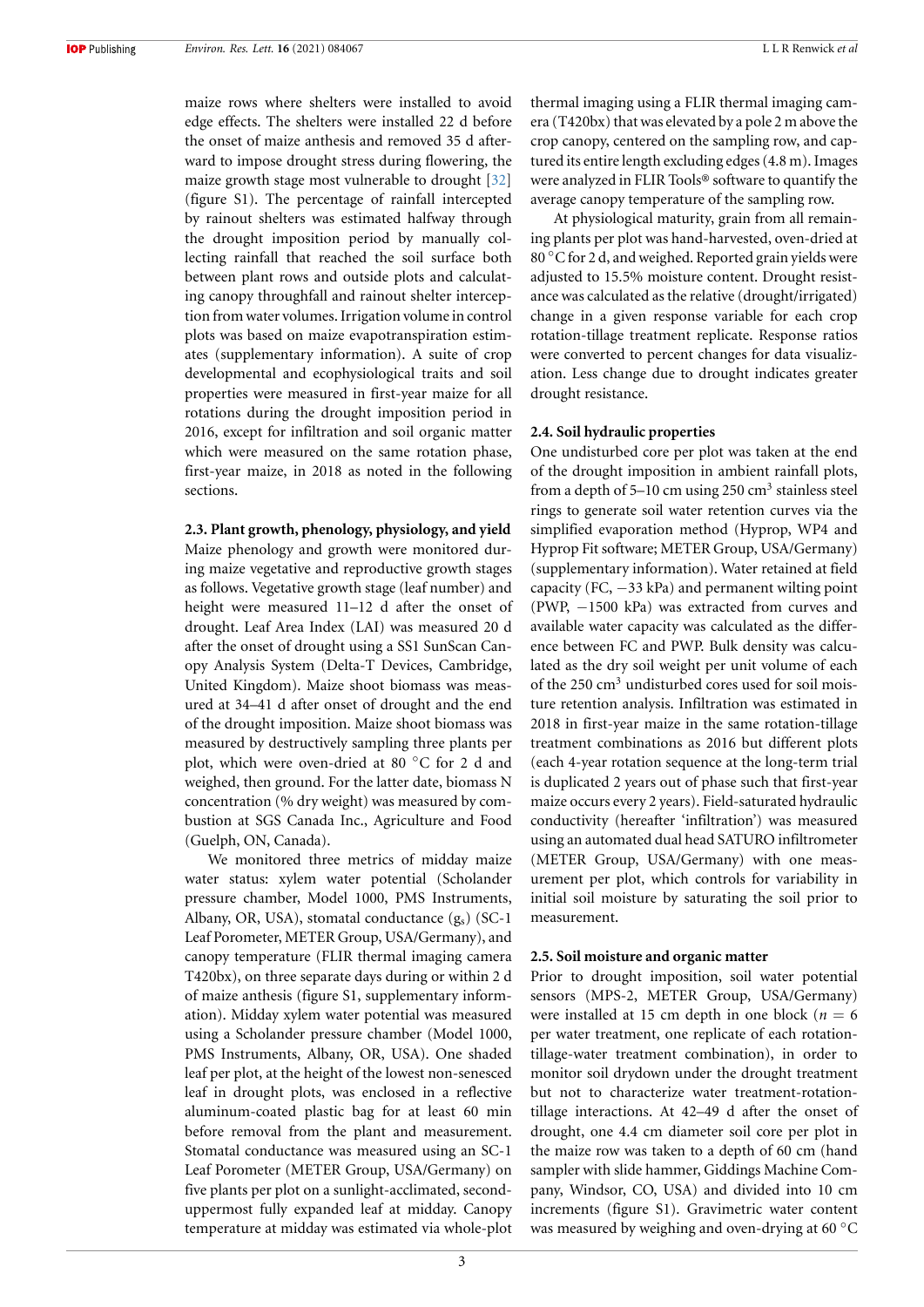maize rows where shelters were installed to avoid edge effects. The shelters were installed 22 d before the onset of maize anthesis and removed 35 d afterward to impose drought stress during flowering, the maize growth stage most vulnerable to drought [32] (figure S1). The percentage of rainfall intercepted by rainout shelters was estimated halfway through the drought imposition period by manually collecting rainfall that reached the soil surface both between plant rows and outside plots and calculating canopy throughfall and rainout shelter interception from water volumes. Irrigation volume in control plots was based on maize evapotranspiration estimates (supplementary information). A suite of crop developmental and ecophysiological traits and soil properties were measured in first-year maize for all rotations during the drought imposition period in 2016, except for infiltration and soil organic matter which were measured on the same rotation phase, first-year maize, in 2018 as noted in the following sections.

### 2.3. Plant growth, phenology, physiology, and yield

Maize phenology and growth were monitored during maize vegetative and reproductive growth stages as follows. Vegetative growth stage (leaf number) and height were measured 11–12 d after the onset of drought. Leaf Area Index (LAI) was measured 20 d after the onset of drought using a SS1 SunScan Canopy Analysis System (Delta-T Devices, Cambridge, United Kingdom). Maize shoot biomass was measured at 34–41 d after onset of drought and the end of the drought imposition. Maize shoot biomass was measured by destructively sampling three plants per plot, which were oven-dried at 80 °C for 2 d and weighed, then ground. For the latter date, biomass N concentration (% dry weight) was measured by combustion at SGS Canada Inc., Agriculture and Food (Guelph, ON, Canada).

We monitored three metrics of midday maize water status: xylem water potential (Scholander pressure chamber, Model 1000, PMS Instruments, Albany, OR, USA), stomatal conductance ($g_s$) (SC-1 Leaf Porometer, METER Group, USA/Germany), and canopy temperature (FLIR thermal imaging camera T420bx), on three separate days during or within 2 d of maize anthesis (figure S1, supplementary information). Midday xylem water potential was measured using a Scholander pressure chamber (Model 1000, PMS Instruments, Albany, OR, USA). One shaded leaf per plot, at the height of the lowest non-senesced leaf in drought plots, was enclosed in a reflective aluminum-coated plastic bag for at least 60 min before removal from the plant and measurement. Stomatal conductance was measured using an SC-1 Leaf Porometer (METER Group, USA/Germany) on five plants per plot on a sunlight-acclimated, second-uppermost fully expanded leaf at midday. Canopy temperature at midday was estimated via whole-plot thermal imaging using a FLIR thermal imaging camera (T420bx) that was elevated by a pole 2 m above the crop canopy, centered on the sampling row, and captured its entire length excluding edges (4.8 m). Images were analyzed in FLIR Tools® software to quantify the average canopy temperature of the sampling row.

At physiological maturity, grain from all remaining plants per plot was hand-harvested, oven-dried at 80 °C for 2 d, and weighed. Reported grain yields were adjusted to 15.5% moisture content. Drought resistance was calculated as the relative (drought/irrigated) change in a given response variable for each crop rotation-tillage treatment replicate. Response ratios were converted to percent changes for data visualization. Less change due to drought indicates greater drought resistance.

### 2.4. Soil hydraulic properties

One undisturbed core per plot was taken at the end of the drought imposition in ambient rainfall plots, from a depth of 5–10 cm using 250 $cm^3$ stainless steel rings to generate soil water retention curves via the simplified evaporation method (Hyprop, WP4 and Hyprop Fit software; METER Group, USA/Germany) (supplementary information). Water retained at field capacity (FC, −33 kPa) and permanent wilting point (PWP, −1500 kPa) was extracted from curves and available water capacity was calculated as the difference between FC and PWP. Bulk density was calculated as the dry soil weight per unit volume of each of the 250 $cm^3$ undisturbed cores used for soil moisture retention analysis. Infiltration was estimated in 2018 in first-year maize in the same rotation-tillage treatment combinations as 2016 but different plots (each 4-year rotation sequence at the long-term trial is duplicated 2 years out of phase such that first-year maize occurs every 2 years). Field-saturated hydraulic conductivity (hereafter 'infiltration') was measured using an automated dual head SATURO infiltrometer (METER Group, USA/Germany) with one measurement per plot, which controls for variability in initial soil moisture by saturating the soil prior to measurement.

### 2.5. Soil moisture and organic matter

Prior to drought imposition, soil water potential sensors (MPS-2, METER Group, USA/Germany) were installed at 15 cm depth in one block ($n = 6$ per water treatment, one replicate of each rotation-tillage-water treatment combination), in order to monitor soil drydown under the drought treatment but not to characterize water treatment-rotation-tillage interactions. At 42–49 d after the onset of drought, one 4.4 cm diameter soil core per plot in the maize row was taken to a depth of 60 cm (hand sampler with slide hammer, Giddings Machine Company, Windsor, CO, USA) and divided into 10 cm increments (figure S1). Gravimetric water content was measured by weighing and oven-drying at 60 °C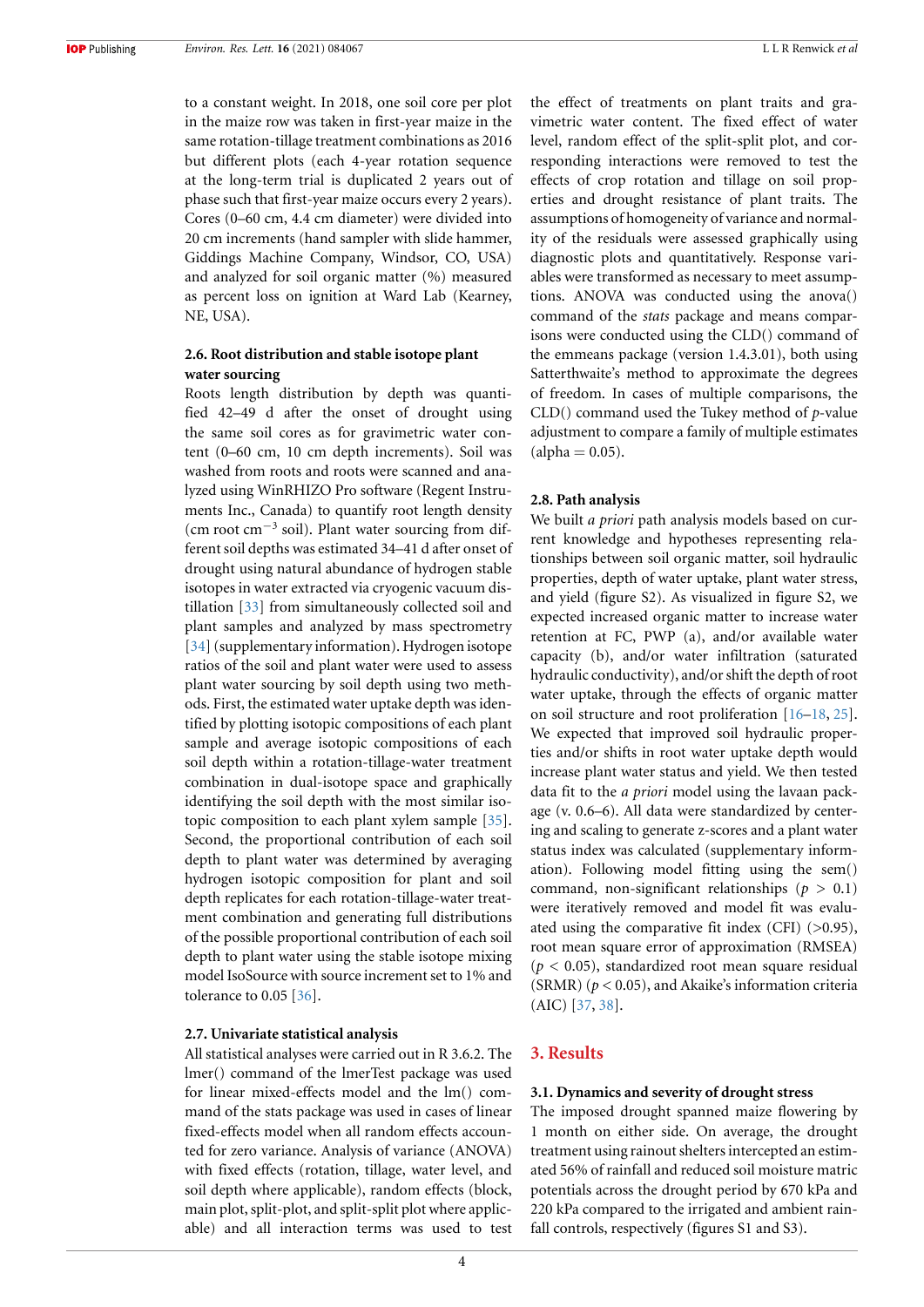to a constant weight. In 2018, one soil core per plot in the maize row was taken in first-year maize in the same rotation-tillage treatment combinations as 2016 but different plots (each 4-year rotation sequence at the long-term trial is duplicated 2 years out of phase such that first-year maize occurs every 2 years). Cores (0–60 cm, 4.4 cm diameter) were divided into 20 cm increments (hand sampler with slide hammer, Giddings Machine Company, Windsor, CO, USA) and analyzed for soil organic matter (%) measured as percent loss on ignition at Ward Lab (Kearney, NE, USA).

### 2.6. Root distribution and stable isotope plant water sourcing

Roots length distribution by depth was quantified 42–49 d after the onset of drought using the same soil cores as for gravimetric water content (0–60 cm, 10 cm depth increments). Soil was washed from roots and roots were scanned and analyzed using WinRHIZO Pro software (Regent Instruments Inc., Canada) to quantify root length density (cm root $cm^{-3}$ soil). Plant water sourcing from different soil depths was estimated 34–41 d after onset of drought using natural abundance of hydrogen stable isotopes in water extracted via cryogenic vacuum distillation [33] from simultaneously collected soil and plant samples and analyzed by mass spectrometry [34] (supplementary information). Hydrogen isotope ratios of the soil and plant water were used to assess plant water sourcing by soil depth using two methods. First, the estimated water uptake depth was identified by plotting isotopic compositions of each plant sample and average isotopic compositions of each soil depth within a rotation-tillage-water treatment combination in dual-isotope space and graphically identifying the soil depth with the most similar isotopic composition to each plant xylem sample [35]. Second, the proportional contribution of each soil depth to plant water was determined by averaging hydrogen isotopic composition for plant and soil depth replicates for each rotation-tillage-water treatment combination and generating full distributions of the possible proportional contribution of each soil depth to plant water using the stable isotope mixing model IsoSource with source increment set to 1% and tolerance to 0.05 [36].

### 2.7. Univariate statistical analysis

All statistical analyses were carried out in R 3.6.2. The lmer() command of the lmerTest package was used for linear mixed-effects model and the lm() command of the stats package was used in cases of linear fixed-effects model when all random effects accounted for zero variance. Analysis of variance (ANOVA) with fixed effects (rotation, tillage, water level, and soil depth where applicable), random effects (block, main plot, split-plot, and split-split plot where applicable) and all interaction terms was used to test the effect of treatments on plant traits and gravimetric water content. The fixed effect of water level, random effect of the split-split plot, and corresponding interactions were removed to test the effects of crop rotation and tillage on soil properties and drought resistance of plant traits. The assumptions of homogeneity of variance and normality of the residuals were assessed graphically using diagnostic plots and quantitatively. Response variables were transformed as necessary to meet assumptions. ANOVA was conducted using the anova() command of the *stats* package and means comparisons were conducted using the CLD() command of the emmeans package (version 1.4.3.01), both using Satterthwaite's method to approximate the degrees of freedom. In cases of multiple comparisons, the CLD() command used the Tukey method of $p$-value adjustment to compare a family of multiple estimates (alpha = 0.05).

### 2.8. Path analysis

We built *a priori* path analysis models based on current knowledge and hypotheses representing relationships between soil organic matter, soil hydraulic properties, depth of water uptake, plant water stress, and yield (figure S2). As visualized in figure S2, we expected increased organic matter to increase water retention at FC, PWP (a), and/or available water capacity (b), and/or water infiltration (saturated hydraulic conductivity), and/or shift the depth of root water uptake, through the effects of organic matter on soil structure and root proliferation [16–18, 25]. We expected that improved soil hydraulic properties and/or shifts in root water uptake depth would increase plant water status and yield. We then tested data fit to the *a priori* model using the lavaan package (v. 0.6–6). All data were standardized by centering and scaling to generate z-scores and a plant water status index was calculated (supplementary information). Following model fitting using the sem() command, non-significant relationships ($p$ > 0.1) were iteratively removed and model fit was evaluated using the comparative fit index (CFI) (>0.95), root mean square error of approximation (RMSEA) ($p$ < 0.05), standardized root mean square residual (SRMR) ($p$ < 0.05), and Akaike's information criteria (AIC) [37, 38].

## 3. Results

### 3.1. Dynamics and severity of drought stress

The imposed drought spanned maize flowering by 1 month on either side. On average, the drought treatment using rainout shelters intercepted an estimated 56% of rainfall and reduced soil moisture matric potentials across the drought period by 670 kPa and 220 kPa compared to the irrigated and ambient rainfall controls, respectively (figures S1 and S3).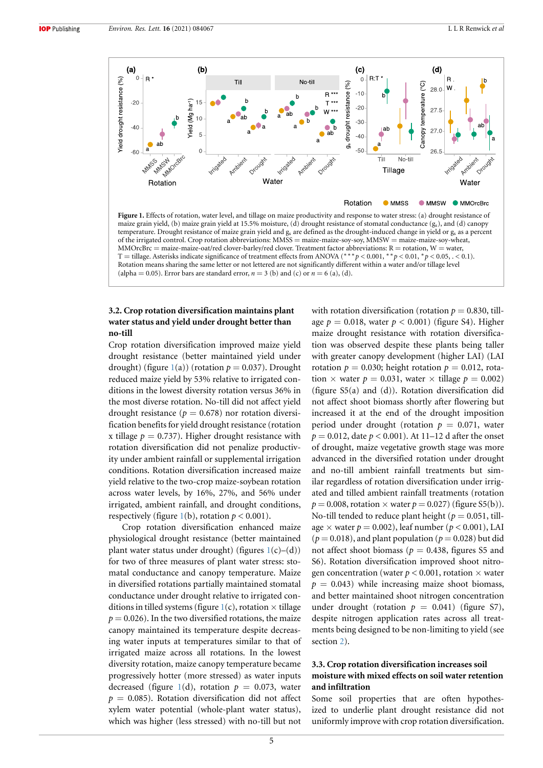**Figure 1.** Effects of rotation, water level, and tillage on maize productivity and response to water stress: (a) drought resistance of maize grain yield, (b) maize grain yield at 15.5% moisture, (d) drought resistance of stomatal conductance ($g_s$), and (d) canopy temperature. Drought resistance of maize grain yield and $g_s$ are defined as the drought-induced change in yield or $g_s$ as a percent of the irrigated control. Crop rotation abbreviations: MMSS = maize-maize-soy-soy, MMSW = maize-maize-soy-wheat, MMOrcBrc = maize-maize-oat/red clover-barley/red clover. Treatment factor abbreviations: R = rotation, W = water, T = tillage. Asterisks indicate significance of treatment effects from ANOVA (*** $p < 0.001$, ** $p < 0.01$, * $p < 0.05$, . < 0.1). Rotation means sharing the same letter or not lettered are not significantly different within a water and/or tillage level (alpha = 0.05). Error bars are standard error, $n = 3$ (b) and (c) or $n = 6$ (a), (d).

### 3.2. Crop rotation diversification maintains plant water status and yield under drought better than no-till

Crop rotation diversification improved maize yield drought resistance (better maintained yield under drought) (figure 1(a)) (rotation $p = 0.037$). Drought reduced maize yield by 53% relative to irrigated conditions in the lowest diversity rotation versus 36% in the most diverse rotation. No-till did not affect yield drought resistance ($p = 0.678$) nor rotation diversification benefits for yield drought resistance (rotation x tillage $p = 0.737$). Higher drought resistance with rotation diversification did not penalize productivity under ambient rainfall or supplemental irrigation conditions. Rotation diversification increased maize yield relative to the two-crop maize-soybean rotation across water levels, by 16%, 27%, and 56% under irrigated, ambient rainfall, and drought conditions, respectively (figure 1(b), rotation $p < 0.001$).

Crop rotation diversification enhanced maize physiological drought resistance (better maintained plant water status under drought) (figures 1(c)–(d)) for two of three measures of plant water stress: stomatal conductance and canopy temperature. Maize in diversified rotations partially maintained stomatal conductance under drought relative to irrigated conditions in tilled systems (figure 1(c), rotation × tillage $p = 0.026$). In the two diversified rotations, the maize canopy maintained its temperature despite decreasing water inputs at temperatures similar to that of irrigated maize across all rotations. In the lowest diversity rotation, maize canopy temperature became progressively hotter (more stressed) as water inputs decreased (figure 1(d), rotation $p = 0.073$, water $p = 0.085$). Rotation diversification did not affect xylem water potential (whole-plant water status), which was higher (less stressed) with no-till but not with rotation diversification (rotation $p = 0.830$, tillage $p = 0.018$, water $p < 0.001$) (figure S4). Higher maize drought resistance with rotation diversification was observed despite these plants being taller with greater canopy development (higher LAI) (LAI rotation $p = 0.030$; height rotation $p = 0.012$, rotation × water $p = 0.031$, water × tillage $p = 0.002$) (figure S5(a) and (d)). Rotation diversification did not affect shoot biomass shortly after flowering but increased it at the end of the drought imposition period under drought (rotation $p = 0.071$, water $p = 0.012$, date $p < 0.001$). At 11–12 d after the onset of drought, maize vegetative growth stage was more advanced in the diversified rotation under drought and no-till ambient rainfall treatments but similar regardless of rotation diversification under irrigated and tilled ambient rainfall treatments (rotation $p = 0.008$, rotation × water $p = 0.027$) (figure S5(b)). No-till tended to reduce plant height ($p = 0.051$, tillage × water $p = 0.002$), leaf number ($p < 0.001$), LAI ($p = 0.018$), and plant population ($p = 0.028$) but did not affect shoot biomass ($p = 0.438$, figures S5 and S6). Rotation diversification improved shoot nitrogen concentration (water $p < 0.001$, rotation × water $p = 0.043$) while increasing maize shoot biomass, and better maintained shoot nitrogen concentration under drought (rotation $p = 0.041$) (figure S7), despite nitrogen application rates across all treatments being designed to be non-limiting to yield (see section 2).

### 3.3. Crop rotation diversification increases soil moisture with mixed effects on soil water retention and infiltration

Some soil properties that are often hypothesized to underlie plant drought resistance did not uniformly improve with crop rotation diversification.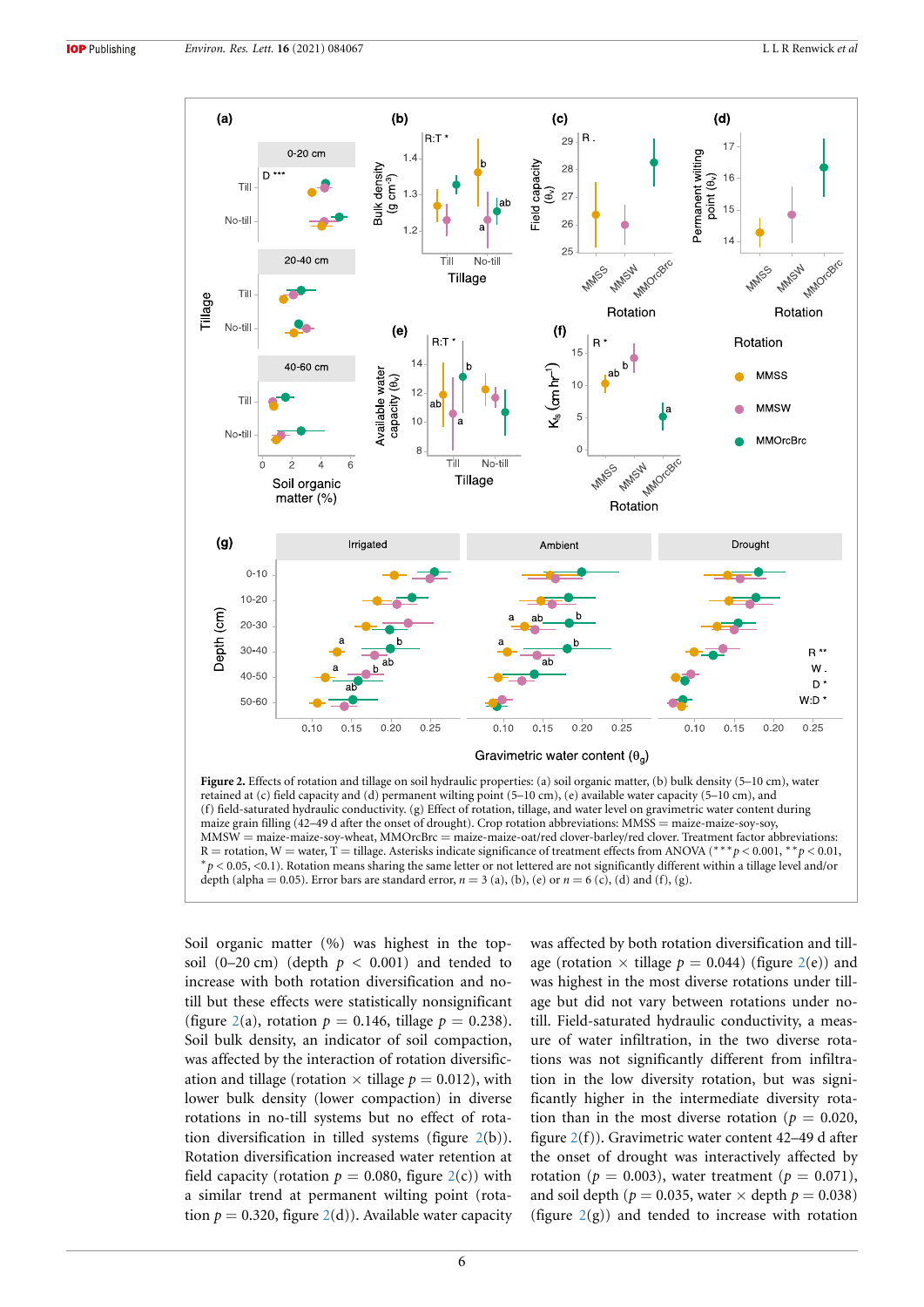**Figure 2.** Effects of rotation and tillage on soil hydraulic properties: (a) soil organic matter, (b) bulk density (5–10 cm), water retained at (c) field capacity and (d) permanent wilting point (5–10 cm), (e) available water capacity (5–10 cm), and (f) field-saturated hydraulic conductivity. (g) Effect of rotation, tillage, and water level on gravimetric water content during maize grain filling (42–49 d after the onset of drought). Crop rotation abbreviations: MMSS = maize-maize-soy-soy, MMSW = maize-maize-soy-wheat, MMOrcBrc = maize-maize-oat/red clover-barley/red clover. Treatment factor abbreviations: R = rotation, W = water, T = tillage. Asterisks indicate significance of treatment effects from ANOVA (*** $p < 0.001$, ** $p < 0.01$, * $p < 0.05$, . $<0.1$). Rotation means sharing the same letter or not lettered are not significantly different within a tillage level and/or depth (alpha = 0.05). Error bars are standard error, $n = 3$ (a), (b), (e) or $n = 6$ (c), (d) and (f), (g).

Soil organic matter (%) was highest in the topsoil (0–20 cm) (depth $p < 0.001$) and tended to increase with both rotation diversification and no-till but these effects were statistically nonsignificant (figure 2(a), rotation $p = 0.146$, tillage $p = 0.238$). Soil bulk density, an indicator of soil compaction, was affected by the interaction of rotation diversification and tillage (rotation × tillage $p = 0.012$), with lower bulk density (lower compaction) in diverse rotations in no-till systems but no effect of rotation diversification in tilled systems (figure 2(b)). Rotation diversification increased water retention at field capacity (rotation $p = 0.080$, figure 2(c)) with a similar trend at permanent wilting point (rotation $p = 0.320$, figure 2(d)). Available water capacity was affected by both rotation diversification and tillage (rotation × tillage $p = 0.044$) (figure 2(e)) and was highest in the most diverse rotations under tillage but did not vary between rotations under no-till. Field-saturated hydraulic conductivity, a measure of water infiltration, in the two diverse rotations was not significantly different from infiltration in the low diversity rotation, but was significantly higher in the intermediate diversity rotation than in the most diverse rotation ($p = 0.020$, figure 2(f)). Gravimetric water content 42–49 d after the onset of drought was interactively affected by rotation ($p = 0.003$), water treatment ($p = 0.071$), and soil depth ($p = 0.035$, water × depth $p = 0.038$) (figure 2(g)) and tended to increase with rotation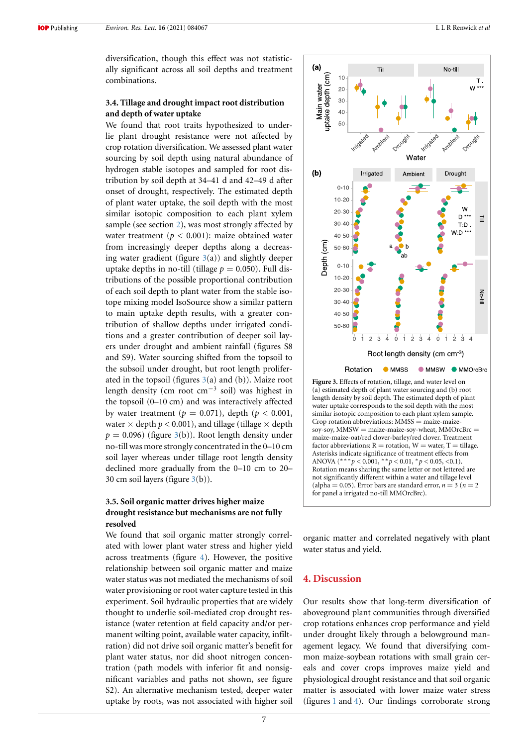diversification, though this effect was not statistically significant across all soil depths and treatment combinations.

### 3.4. Tillage and drought impact root distribution and depth of water uptake

We found that root traits hypothesized to underlie plant drought resistance were not affected by crop rotation diversification. We assessed plant water sourcing by soil depth using natural abundance of hydrogen stable isotopes and sampled for root distribution by soil depth at 34–41 d and 42–49 d after onset of drought, respectively. The estimated depth of plant water uptake, the soil depth with the most similar isotopic composition to each plant xylem sample (see section 2), was most strongly affected by water treatment ($p < 0.001$): maize obtained water from increasingly deeper depths along a decreasing water gradient (figure 3(a)) and slightly deeper uptake depths in no-till (tillage $p = 0.050$). Full distributions of the possible proportional contribution of each soil depth to plant water from the stable isotope mixing model IsoSource show a similar pattern to main uptake depth results, with a greater contribution of shallow depths under irrigated conditions and a greater contribution of deeper soil layers under drought and ambient rainfall (figures S8 and S9). Water sourcing shifted from the topsoil to the subsoil under drought, but root length proliferated in the topsoil (figures 3(a) and (b)). Maize root length density (cm root $cm^{-3}$ soil) was highest in the topsoil (0–10 cm) and was interactively affected by water treatment ($p = 0.071$), depth ($p < 0.001$), water × depth $p < 0.001$), and tillage (tillage × depth $p = 0.096$) (figure 3(b)). Root length density under no-till was more strongly concentrated in the 0–10 cm soil layer whereas under tillage root length density declined more gradually from the 0–10 cm to 20–30 cm soil layers (figure 3(b)).

### 3.5. Soil organic matter drives higher maize drought resistance but mechanisms are not fully resolved

We found that soil organic matter strongly correlated with lower plant water stress and higher yield across treatments (figure 4). However, the positive relationship between soil organic matter and maize water status was not mediated the mechanisms of soil water provisioning or root water capture tested in this experiment. Soil hydraulic properties that are widely thought to underlie soil-mediated crop drought resistance (water retention at field capacity and/or permanent wilting point, available water capacity, infiltration) did not drive soil organic matter's benefit for plant water status, nor did shoot nitrogen concentration (path models with inferior fit and nonsignificant variables and paths not shown, see figure S2). An alternative mechanism tested, deeper water uptake by roots, was not associated with higher soil organic matter and correlated negatively with plant water status and yield.

**Figure 3.** Effects of rotation, tillage, and water level on (a) estimated depth of plant water sourcing and (b) root length density by soil depth. The estimated depth of plant water uptake corresponds to the soil depth with the most similar isotopic composition to each plant xylem sample. Crop rotation abbreviations: MMSS = maize-maize-soy-soy, MMSW = maize-maize-soy-wheat, MMOrcBrc = maize-maize-oat/red clover-barley/red clover. Treatment factor abbreviations: R = rotation, W = water, T = tillage. Asterisks indicate significance of treatment effects from ANOVA (*** $p < 0.001$, ** $p < 0.01$, * $p < 0.05$, <0.1). Rotation means sharing the same letter or not lettered are not significantly different within a water and tillage level (alpha = 0.05). Error bars are standard error, $n = 3$ ($n = 2$ for panel a irrigated no-till MMOrcBrc).

## 4. Discussion

Our results show that long-term diversification of aboveground plant communities through diversified crop rotations enhances crop performance and yield under drought likely through a belowground management legacy. We found that diversifying common maize-soybean rotations with small grain cereals and cover crops improves maize yield and physiological drought resistance and that soil organic matter is associated with lower maize water stress (figures 1 and 4). Our findings corroborate strong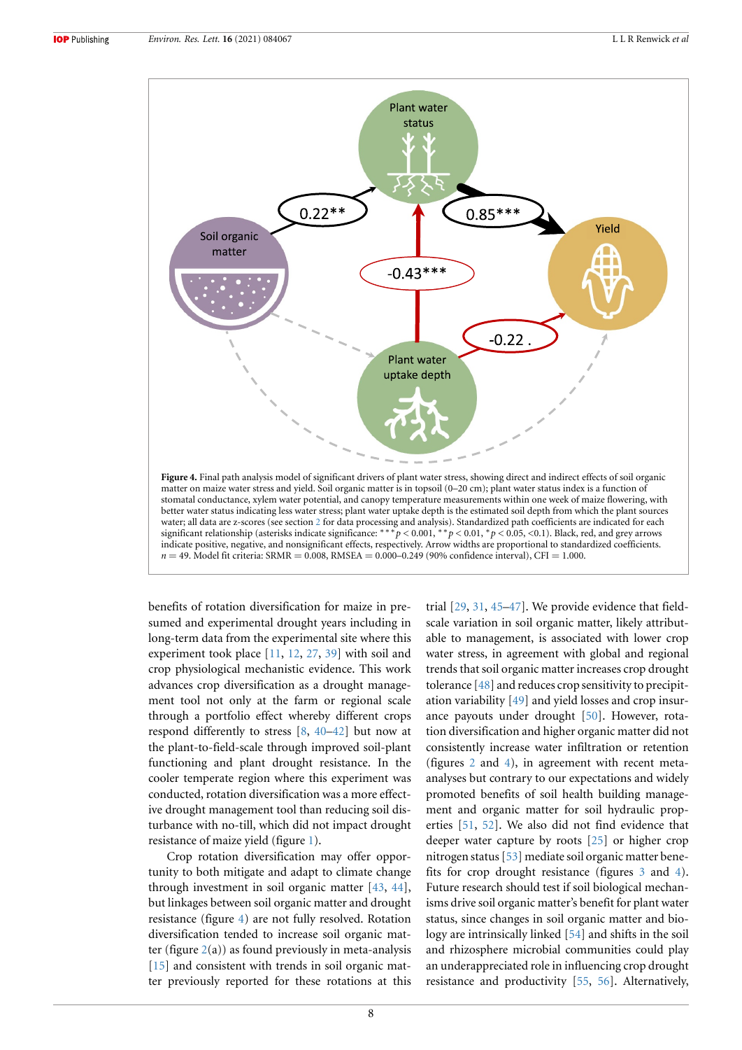**Figure 4.** Final path analysis model of significant drivers of plant water stress, showing direct and indirect effects of soil organic matter on maize water stress and yield. Soil organic matter is in topsoil (0–20 cm); plant water status index is a function of stomatal conductance, xylem water potential, and canopy temperature measurements within one week of maize flowering, with better water status indicating less water stress; plant water uptake depth is the estimated soil depth from which the plant sources water; all data are z-scores (see section 2 for data processing and analysis). Standardized path coefficients are indicated for each significant relationship (asterisks indicate significance: $^{***}p < 0.001$, $^{**}p < 0.01$, $^{*}p < 0.05$, $<0.1$). Black, red, and grey arrows indicate positive, negative, and nonsignificant effects, respectively. Arrow widths are proportional to standardized coefficients. $n = 49$. Model fit criteria: SRMR = 0.008, RMSEA = 0.000–0.249 (90% confidence interval), CFI = 1.000.

benefits of rotation diversification for maize in presumed and experimental drought years including in long-term data from the experimental site where this experiment took place [11, 12, 27, 39] with soil and crop physiological mechanistic evidence. This work advances crop diversification as a drought management tool not only at the farm or regional scale through a portfolio effect whereby different crops respond differently to stress [8, 40–42] but now at the plant-to-field-scale through improved soil-plant functioning and plant drought resistance. In the cooler temperate region where this experiment was conducted, rotation diversification was a more effective drought management tool than reducing soil disturbance with no-till, which did not impact drought resistance of maize yield (figure 1).

Crop rotation diversification may offer opportunity to both mitigate and adapt to climate change through investment in soil organic matter [43, 44], but linkages between soil organic matter and drought resistance (figure 4) are not fully resolved. Rotation diversification tended to increase soil organic matter (figure 2(a)) as found previously in meta-analysis [15] and consistent with trends in soil organic matter previously reported for these rotations at this trial [29, 31, 45–47]. We provide evidence that field-scale variation in soil organic matter, likely attributable to management, is associated with lower crop water stress, in agreement with global and regional trends that soil organic matter increases crop drought tolerance [48] and reduces crop sensitivity to precipitation variability [49] and yield losses and crop insurance payouts under drought [50]. However, rotation diversification and higher organic matter did not consistently increase water infiltration or retention (figures 2 and 4), in agreement with recent meta-analyses but contrary to our expectations and widely promoted benefits of soil health building management and organic matter for soil hydraulic properties [51, 52]. We also did not find evidence that deeper water capture by roots [25] or higher crop nitrogen status [53] mediate soil organic matter benefits for crop drought resistance (figures 3 and 4). Future research should test if soil biological mechanisms drive soil organic matter's benefit for plant water status, since changes in soil organic matter and biology are intrinsically linked [54] and shifts in the soil and rhizosphere microbial communities could play an underappreciated role in influencing crop drought resistance and productivity [55, 56]. Alternatively,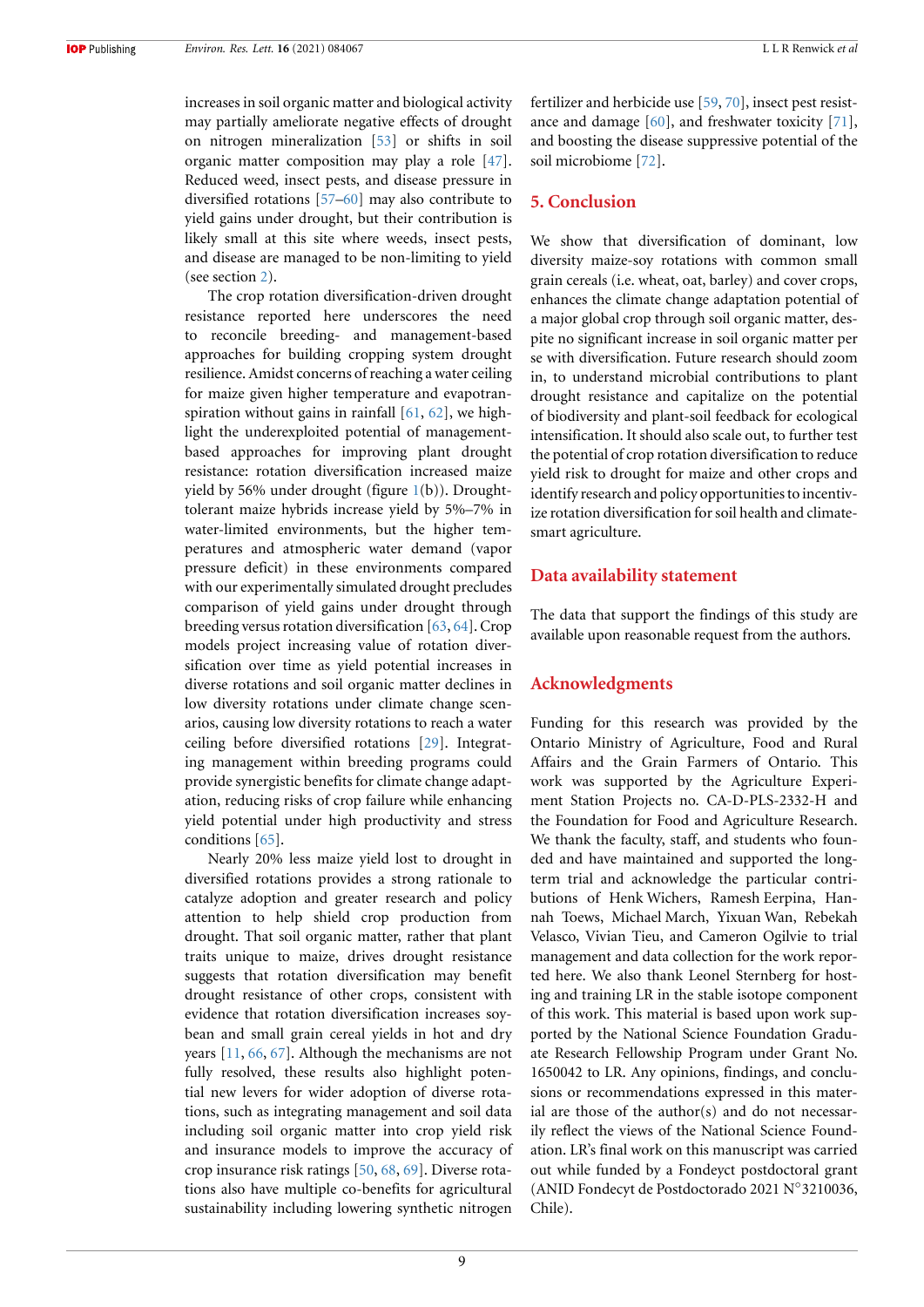increases in soil organic matter and biological activity may partially ameliorate negative effects of drought on nitrogen mineralization [53] or shifts in soil organic matter composition may play a role [47]. Reduced weed, insect pests, and disease pressure in diversified rotations [57–60] may also contribute to yield gains under drought, but their contribution is likely small at this site where weeds, insect pests, and disease are managed to be non-limiting to yield (see section 2).

The crop rotation diversification-driven drought resistance reported here underscores the need to reconcile breeding- and management-based approaches for building cropping system drought resilience. Amidst concerns of reaching a water ceiling for maize given higher temperature and evapotranspiration without gains in rainfall [61, 62], we highlight the underexploited potential of management-based approaches for improving plant drought resistance: rotation diversification increased maize yield by 56% under drought (figure 1(b)). Drought-tolerant maize hybrids increase yield by 5%–7% in water-limited environments, but the higher temperatures and atmospheric water demand (vapor pressure deficit) in these environments compared with our experimentally simulated drought precludes comparison of yield gains under drought through breeding versus rotation diversification [63, 64]. Crop models project increasing value of rotation diversification over time as yield potential increases in diverse rotations and soil organic matter declines in low diversity rotations under climate change scenarios, causing low diversity rotations to reach a water ceiling before diversified rotations [29]. Integrating management within breeding programs could provide synergistic benefits for climate change adaptation, reducing risks of crop failure while enhancing yield potential under high productivity and stress conditions [65].

Nearly 20% less maize yield lost to drought in diversified rotations provides a strong rationale to catalyze adoption and greater research and policy attention to help shield crop production from drought. That soil organic matter, rather that plant traits unique to maize, drives drought resistance suggests that rotation diversification may benefit drought resistance of other crops, consistent with evidence that rotation diversification increases soybean and small grain cereal yields in hot and dry years [11, 66, 67]. Although the mechanisms are not fully resolved, these results also highlight potential new levers for wider adoption of diverse rotations, such as integrating management and soil data including soil organic matter into crop yield risk and insurance models to improve the accuracy of crop insurance risk ratings [50, 68, 69]. Diverse rotations also have multiple co-benefits for agricultural sustainability including lowering synthetic nitrogen fertilizer and herbicide use [59, 70], insect pest resistance and damage [60], and freshwater toxicity [71], and boosting the disease suppressive potential of the soil microbiome [72].

## 5. Conclusion

We show that diversification of dominant, low diversity maize-soy rotations with common small grain cereals (i.e. wheat, oat, barley) and cover crops, enhances the climate change adaptation potential of a major global crop through soil organic matter, despite no significant increase in soil organic matter per se with diversification. Future research should zoom in, to understand microbial contributions to plant drought resistance and capitalize on the potential of biodiversity and plant-soil feedback for ecological intensification. It should also scale out, to further test the potential of crop rotation diversification to reduce yield risk to drought for maize and other crops and identify research and policy opportunities to incentivize rotation diversification for soil health and climate-smart agriculture.

## Data availability statement

The data that support the findings of this study are available upon reasonable request from the authors.

## Acknowledgments

Funding for this research was provided by the Ontario Ministry of Agriculture, Food and Rural Affairs and the Grain Farmers of Ontario. This work was supported by the Agriculture Experiment Station Projects no. CA-D-PLS-2332-H and the Foundation for Food and Agriculture Research. We thank the faculty, staff, and students who founded and have maintained and supported the long-term trial and acknowledge the particular contributions of Henk Wichers, Ramesh Eerpina, Hannah Toews, Michael March, Yixuan Wan, Rebekah Velasco, Vivian Tieu, and Cameron Ogilvie to trial management and data collection for the work reported here. We also thank Leonel Sternberg for hosting and training LR in the stable isotope component of this work. This material is based upon work supported by the National Science Foundation Graduate Research Fellowship Program under Grant No. 1650042 to LR. Any opinions, findings, and conclusions or recommendations expressed in this material are those of the author(s) and do not necessarily reflect the views of the National Science Foundation. LR's final work on this manuscript was carried out while funded by a Fondeyct postdoctoral grant (ANID Fondecyt de Postdoctorado 2021 N°3210036, Chile).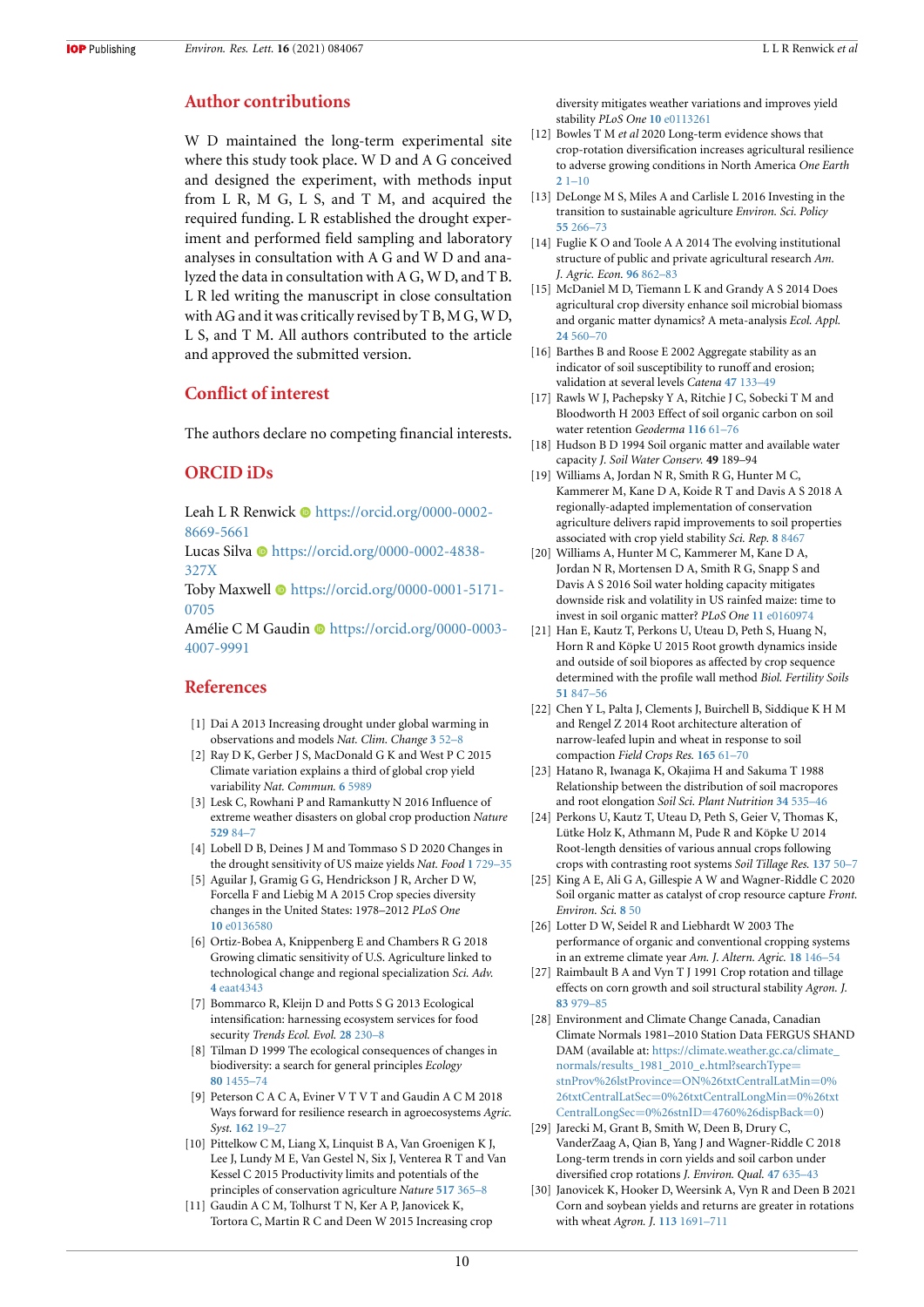## Author contributions

W D maintained the long-term experimental site where this study took place. W D and A G conceived and designed the experiment, with methods input from L R, M G, L S, and T M, and acquired the required funding. L R established the drought experiment and performed field sampling and laboratory analyses in consultation with A G and W D and analyzed the data in consultation with A G, W D, and T B. L R led writing the manuscript in close consultation with AG and it was critically revised by T B, M G, W D, L S, and T M. All authors contributed to the article and approved the submitted version.

## Conflict of interest

The authors declare no competing financial interests.

## ORCID iDs

Leah L R Renwick https://orcid.org/0000-0002-8669-5661
Lucas Silva https://orcid.org/0000-0002-4838-327X
Toby Maxwell https://orcid.org/0000-0001-5171-0705
Amélie C M Gaudin https://orcid.org/0000-0003-4007-9991

## References

[1] Dai A 2013 Increasing drought under global warming in observations and models *Nat. Clim. Change* **3** 52–8

[2] Ray D K, Gerber J S, MacDonald G K and West P C 2015 Climate variation explains a third of global crop yield variability *Nat. Commun.* **6** 5989

[3] Lesk C, Rowhani P and Ramankutty N 2016 Influence of extreme weather disasters on global crop production *Nature* **529** 84–7

[4] Lobell D B, Deines J M and Tommaso S D 2020 Changes in the drought sensitivity of US maize yields *Nat. Food* **1** 729–35

[5] Aguilar J, Gramig G G, Hendrickson J R, Archer D W, Forcella F and Liebig M A 2015 Crop species diversity changes in the United States: 1978–2012 *PLoS One* **10** e0136580

[6] Ortiz-Bobea A, Knippenberg E and Chambers R G 2018 Growing climatic sensitivity of U.S. Agriculture linked to technological change and regional specialization *Sci. Adv.* **4** eaat4343

[7] Bommarco R, Kleijn D and Potts S G 2013 Ecological intensification: harnessing ecosystem services for food security *Trends Ecol. Evol.* **28** 230–8

[8] Tilman D 1999 The ecological consequences of changes in biodiversity: a search for general principles *Ecology* **80** 1455–74

[9] Peterson C A C A, Eviner V T V T and Gaudin A C M 2018 Ways forward for resilience research in agroecosystems *Agric. Syst.* **162** 19–27

[10] Pittelkow C M, Liang X, Linquist B A, Van Groenigen K J, Lee J, Lundy M E, Van Gestel N, Six J, Venterea R T and Van Kessel C 2015 Productivity limits and potentials of the principles of conservation agriculture *Nature* **517** 365–8

[11] Gaudin A C M, Tolhurst T N, Ker A P, Janovicek K, Tortora C, Martin R C and Deen W 2015 Increasing crop diversity mitigates weather variations and improves yield stability *PLoS One* **10** e0113261

[12] Bowles T M *et al* 2020 Long-term evidence shows that crop-rotation diversification increases agricultural resilience to adverse growing conditions in North America *One Earth* **2** 1–10

[13] DeLonge M S, Miles A and Carlisle L 2016 Investing in the transition to sustainable agriculture *Environ. Sci. Policy* **55** 266–73

[14] Fuglie K O and Toole A A 2014 The evolving institutional structure of public and private agricultural research *Am. J. Agric. Econ.* **96** 862–83

[15] McDaniel M D, Tiemann L K and Grandy A S 2014 Does agricultural crop diversity enhance soil microbial biomass and organic matter dynamics? A meta-analysis *Ecol. Appl.* **24** 560–70

[16] Barthes B and Roose E 2002 Aggregate stability as an indicator of soil susceptibility to runoff and erosion; validation at several levels *Catena* **47** 133–49

[17] Rawls W J, Pachepsky Y A, Ritchie J C, Sobecki T M and Bloodworth H 2003 Effect of soil organic carbon on soil water retention *Geoderma* **116** 61–76

[18] Hudson B D 1994 Soil organic matter and available water capacity *J. Soil Water Conserv.* **49** 189–94

[19] Williams A, Jordan N R, Smith R G, Hunter M C, Kammerer M, Kane D A, Koide R T and Davis A S 2018 A regionally-adapted implementation of conservation agriculture delivers rapid improvements to soil properties associated with crop yield stability *Sci. Rep.* **8** 8467

[20] Williams A, Hunter M C, Kammerer M, Kane D A, Jordan N R, Mortensen D A, Smith R G, Snapp S and Davis A S 2016 Soil water holding capacity mitigates downside risk and volatility in US rainfed maize: time to invest in soil organic matter? *PLoS One* **11** e0160974

[21] Han E, Kautz T, Perkons U, Uteau D, Peth S, Huang N, Horn R and Köpke U 2015 Root growth dynamics inside and outside of soil biopores as affected by crop sequence determined with the profile wall method *Biol. Fertility Soils* **51** 847–56

[22] Chen Y L, Palta J, Clements J, Buirchell B, Siddique K H M and Rengel Z 2014 Root architecture alteration of narrow-leafed lupin and wheat in response to soil compaction *Field Crops Res.* **165** 61–70

[23] Hatano R, Iwanaga K, Okajima H and Sakuma T 1988 Relationship between the distribution of soil macropores and root elongation *Soil Sci. Plant Nutrition* **34** 535–46

[24] Perkons U, Kautz T, Uteau D, Peth S, Geier V, Thomas K, Lütke Holz K, Athmann M, Pude R and Köpke U 2014 Root-length densities of various annual crops following crops with contrasting root systems *Soil Tillage Res.* **137** 50–7

[25] King A E, Ali G A, Gillespie A W and Wagner-Riddle C 2020 Soil organic matter as catalyst of crop resource capture *Front. Environ. Sci.* **8** 50

[26] Lotter D W, Seidel R and Liebhardt W 2003 The performance of organic and conventional cropping systems in an extreme climate year *Am. J. Altern. Agric.* **18** 146–54

[27] Raimbault B A and Vyn T J 1991 Crop rotation and tillage effects on corn growth and soil structural stability *Agron. J.* **83** 979–85

[28] Environment and Climate Change Canada, Canadian Climate Normals 1981–2010 Station Data FERGUS SHAND DAM (available at: https://climate.weather.gc.ca/climate_normals/results_1981_2010_e.html?searchType=stnProv%26lstProvince=ON%26txtCentralLatMin=0%26txtCentralLatSec=0%26txtCentralLongMin=0%26txtCentralLongSec=0%26stnID=4760%26dispBack=0)

[29] Jarecki M, Grant B, Smith W, Deen B, Drury C, VanderZaag A, Qian B, Yang J and Wagner-Riddle C 2018 Long-term trends in corn yields and soil carbon under diversified crop rotations *J. Environ. Qual.* **47** 635–43

[30] Janovicek K, Hooker D, Weersink A, Vyn R and Deen B 2021 Corn and soybean yields and returns are greater in rotations with wheat *Agron. J.* **113** 1691–711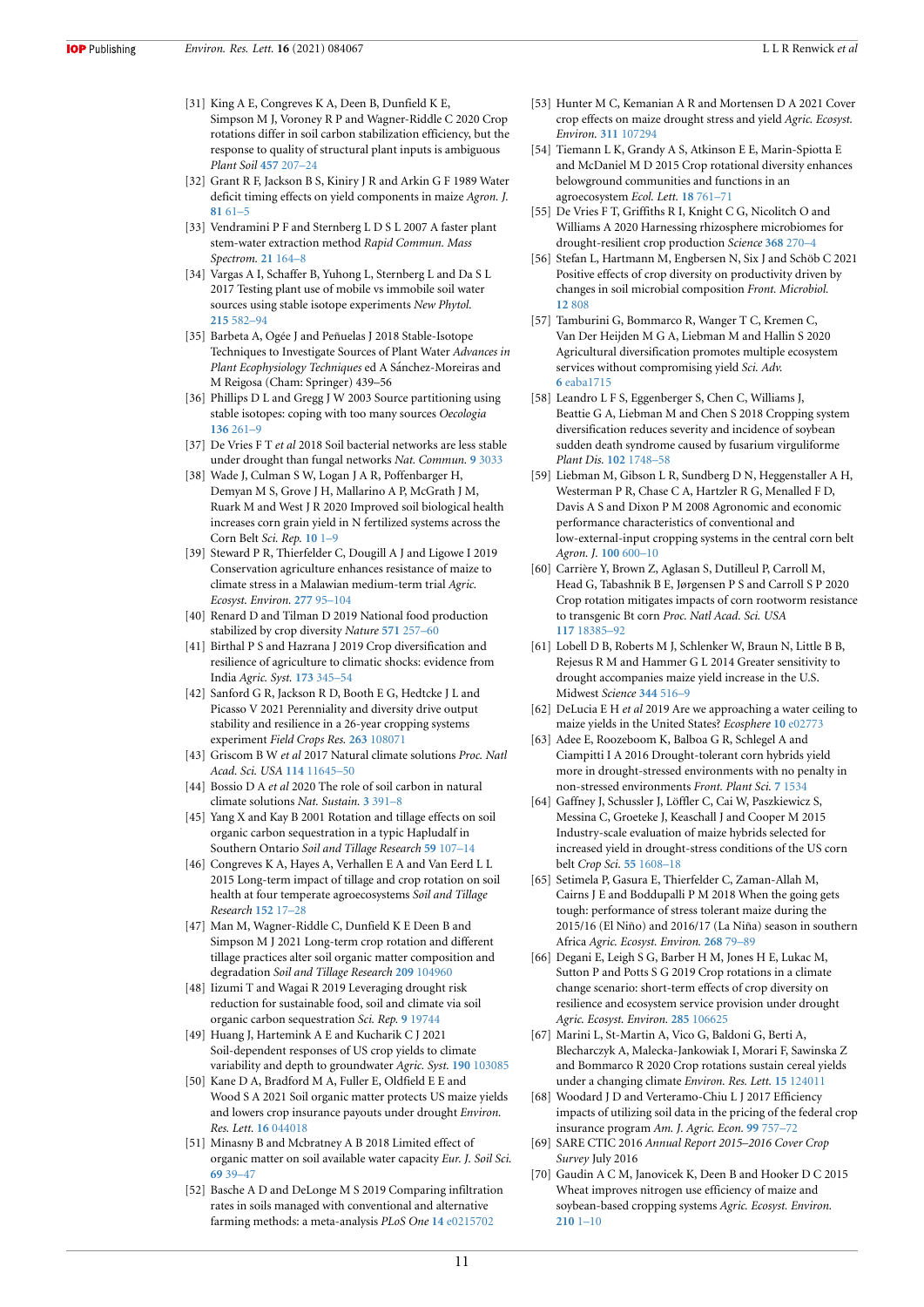[31] King A E, Congreves K A, Deen B, Dunfield K E, Simpson M J, Voroney R P and Wagner-Riddle C 2020 Crop rotations differ in soil carbon stabilization efficiency, but the response to quality of structural plant inputs is ambiguous *Plant Soil* **457** 207–24

[32] Grant R F, Jackson B S, Kiniry J R and Arkin G F 1989 Water deficit timing effects on yield components in maize *Agron. J.* **81** 61–5

[33] Vendramini P F and Sternberg L D S L 2007 A faster plant stem-water extraction method *Rapid Commun. Mass Spectrom.* **21** 164–8

[34] Vargas A I, Schaffer B, Yuhong L, Sternberg L and Da S L 2017 Testing plant use of mobile vs immobile soil water sources using stable isotope experiments *New Phytol.* **215** 582–94

[35] Barbeta A, Ogée J and Peñuelas J 2018 Stable-Isotope Techniques to Investigate Sources of Plant Water *Advances in Plant Ecophysiology Techniques* ed A Sánchez-Moreiras and M Reigosa (Cham: Springer) 439–56

[36] Phillips D L and Gregg J W 2003 Source partitioning using stable isotopes: coping with too many sources *Oecologia* **136** 261–9

[37] De Vries F T *et al* 2018 Soil bacterial networks are less stable under drought than fungal networks *Nat. Commun.* **9** 3033

[38] Wade J, Culman S W, Logan J A R, Poffenbarger H, Demyan M S, Grove J H, Mallarino A P, McGrath J M, Ruark M and West J R 2020 Improved soil biological health increases corn grain yield in N fertilized systems across the Corn Belt *Sci. Rep.* **10** 1–9

[39] Steward P R, Thierfelder C, Dougill A J and Ligowe I 2019 Conservation agriculture enhances resistance of maize to climate stress in a Malawian medium-term trial *Agric. Ecosyst. Environ.* **277** 95–104

[40] Renard D and Tilman D 2019 National food production stabilized by crop diversity *Nature* **571** 257–60

[41] Birthal P S and Hazrana J 2019 Crop diversification and resilience of agriculture to climatic shocks: evidence from India *Agric. Syst.* **173** 345–54

[42] Sanford G R, Jackson R D, Booth E G, Hedtcke J L and Picasso V 2021 Perenniality and diversity drive output stability and resilience in a 26-year cropping systems experiment *Field Crops Res.* **263** 108071

[43] Griscom B W *et al* 2017 Natural climate solutions *Proc. Natl Acad. Sci. USA* **114** 11645–50

[44] Bossio D A *et al* 2020 The role of soil carbon in natural climate solutions *Nat. Sustain.* **3** 391–8

[45] Yang X and Kay B 2001 Rotation and tillage effects on soil organic carbon sequestration in a typic Hapludalf in Southern Ontario *Soil and Tillage Research* **59** 107–14

[46] Congreves K A, Hayes A, Verhallen E A and Van Eerd L L 2015 Long-term impact of tillage and crop rotation on soil health at four temperate agroecosystems *Soil and Tillage Research* **152** 17–28

[47] Man M, Wagner-Riddle C, Dunfield K E Deen B and Simpson M J 2021 Long-term crop rotation and different tillage practices alter soil organic matter composition and degradation *Soil and Tillage Research* **209** 104960

[48] Iizumi T and Wagai R 2019 Leveraging drought risk reduction for sustainable food, soil and climate via soil organic carbon sequestration *Sci. Rep.* **9** 19744

[49] Huang J, Hartemink A E and Kucharik C J 2021 Soil-dependent responses of US crop yields to climate variability and depth to groundwater *Agric. Syst.* **190** 103085

[50] Kane D A, Bradford M A, Fuller, E, Oldfield E E and Wood S A 2021 Soil organic matter protects US maize yields and lowers crop insurance payouts under drought *Environ. Res. Lett.* **16** 044018

[51] Minasny B and Mcbratney A B 2018 Limited effect of organic matter on soil available water capacity *Eur. J. Soil Sci.* **69** 39–47

[52] Basche A D and DeLonge M S 2019 Comparing infiltration rates in soils managed with conventional and alternative farming methods: a meta-analysis *PLoS One* **14** e0215702

[53] Hunter M C, Kemanian A R and Mortensen D A 2021 Cover crop effects on maize drought stress and yield *Agric. Ecosyst. Environ.* **311** 107294

[54] Tiemann L K, Grandy A S, Atkinson E E, Marin-Spiotta E and McDaniel M D 2015 Crop rotational diversity enhances belowground communities and functions in an agroecosystem *Ecol. Lett.* **18** 761–71

[55] De Vries F T, Griffiths R I, Knight C G, Nicolitch O and Williams A 2020 Harnessing rhizosphere microbiomes for drought-resilient crop production *Science* **368** 270–4

[56] Stefan L, Hartmann M, Engbersen N, Six J and Schöb C 2021 Positive effects of crop diversity on productivity driven by changes in soil microbial composition *Front. Microbiol.* **12** 808

[57] Tamburini G, Bommarco R, Wanger T C, Kremen C, Van Der Heijden M G A, Liebman M and Hallin S 2020 Agricultural diversification promotes multiple ecosystem services without compromising yield *Sci. Adv.* **6** eaba1715

[58] Leandro L F S, Eggenberger S, Chen C, Williams J, Beattie G A, Liebman M and Chen S 2018 Cropping system diversification reduces severity and incidence of soybean sudden death syndrome caused by fusarium virguliforme *Plant Dis.* **102** 1748–58

[59] Liebman M, Gibson L R, Sundberg D N, Heggenstaller A H, Westerman P R, Chase C A, Hartzler R G, Menalled F D, Davis A S and Dixon P M 2008 Agronomic and economic performance characteristics of conventional and low-external-input cropping systems in the central corn belt *Agron. J.* **100** 600–10

[60] Carrière Y, Brown Z, Aglasan S, Dutilleul P, Carroll M, Head G, Tabashnik B E, Jørgensen P S and Carroll S P 2020 Crop rotation mitigates impacts of corn rootworm resistance to transgenic Bt corn *Proc. Natl Acad. Sci. USA* **117** 18385–92

[61] Lobell D B, Roberts M J, Schlenker W, Braun N, Little B B, Rejesus R M and Hammer G L 2014 Greater sensitivity to drought accompanies maize yield increase in the U.S. Midwest *Science* **344** 516–9

[62] DeLucia E H *et al* 2019 Are we approaching a water ceiling to maize yields in the United States? *Ecosphere* **10** e02773

[63] Adee E, Roozeboom K, Balboa G R, Schlegel A and Ciampitti I A 2016 Drought-tolerant corn hybrids yield more in drought-stressed environments with no penalty in non-stressed environments *Front. Plant Sci.* **7** 1534

[64] Gaffney J, Schussler J, Löffler C, Cai W, Paszkiewicz S, Messina C, Groeteke J, Keaschall J and Cooper M 2015 Industry-scale evaluation of maize hybrids selected for increased yield in drought-stress conditions of the US corn belt *Crop Sci.* **55** 1608–18

[65] Setimela P, Gasura E, Thierfelder C, Zaman-Allah M, Cairns J E and Boddupalli P M 2018 When the going gets tough: performance of stress tolerant maize during the 2015/16 (El Niño) and 2016/17 (La Niña) season in southern Africa *Agric. Ecosyst. Environ.* **268** 79–89

[66] Degani E, Leigh S G, Barber H M, Jones H E, Lukac M, Sutton P and Potts S G 2019 Crop rotations in a climate change scenario: short-term effects of crop diversity on resilience and ecosystem service provision under drought *Agric. Ecosyst. Environ.* **285** 106625

[67] Marini L, St-Martin A, Vico G, Baldoni G, Berti A, Blecharczyk A, Malecka-Jankowiak I, Morari F, Sawinska Z and Bommarco R 2020 Crop rotations sustain cereal yields under a changing climate *Environ. Res. Lett.* **15** 124011

[68] Woodard J D and Verteramo-Chiu L J 2017 Efficiency impacts of utilizing soil data in the pricing of the federal crop insurance program *Am. J. Agric. Econ.* **99** 757–72

[69] SARE CTIC 2016 *Annual Report 2015–2016 Cover Crop Survey* July 2016

[70] Gaudin A C M, Janovicek K, Deen B and Hooker D C 2015 Wheat improves nitrogen use efficiency of maize and soybean-based cropping systems *Agric. Ecosyst. Environ.* **210** 1–10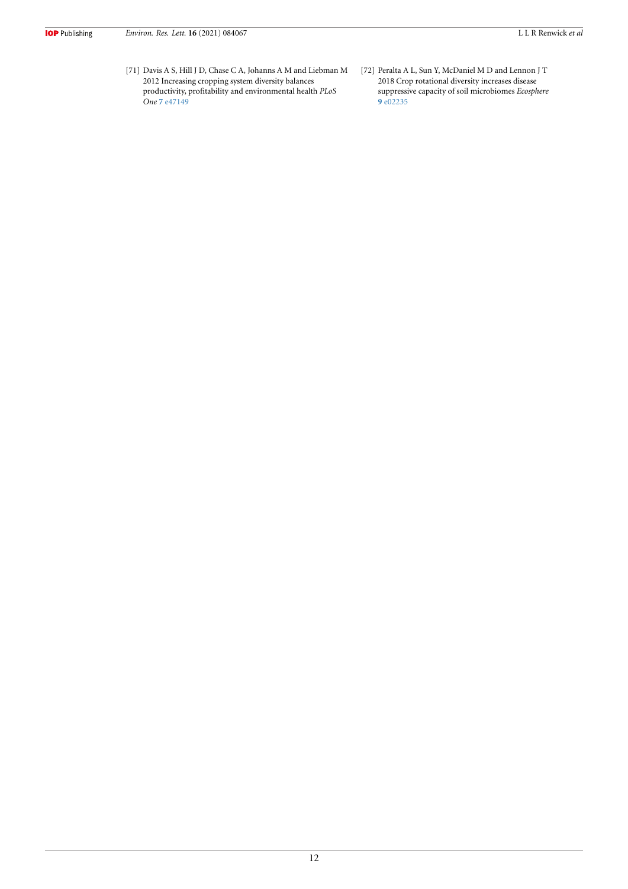[71] Davis A S, Hill J D, Chase C A, Johanns A M and Liebman M 2012 Increasing cropping system diversity balances productivity, profitability and environmental health *PLoS One* **7** e47149

[72] Peralta A L, Sun Y, McDaniel M D and Lennon J T 2018 Crop rotational diversity increases disease suppressive capacity of soil microbiomes *Ecosphere* **9** e02235